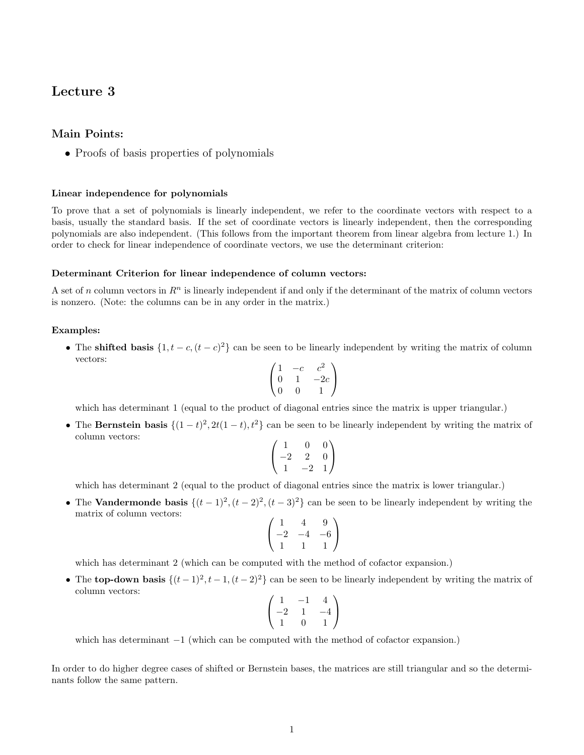# Lecture 3

## Main Points:

- Proofs of basis properties of polynomials

#### Linear independence for polynomials

To prove that a set of polynomials is linearly independent, we refer to the coordinate vectors with respect to a basis, usually the standard basis. If the set of coordinate vectors is linearly independent, then the corresponding polynomials are also independent. (This follows from the important theorem from linear algebra from lecture 1.) In order to check for linear independence of coordinate vectors, we use the determinant criterion:

#### Determinant Criterion for linear independence of column vectors:

A set of $n$ column vectors in $R^n$ is linearly independent if and only if the determinant of the matrix of column vectors is nonzero. (Note: the columns can be in any order in the matrix.)

#### Examples:

- The **shifted basis** $\{1, t-c, (t-c)^2\}$ can be seen to be linearly independent by writing the matrix of column vectors:

$$\begin{pmatrix} 1 & -c & c^2 \\ 0 & 1 & -2c \\ 0 & 0 & 1 \end{pmatrix}$$

which has determinant 1 (equal to the product of diagonal entries since the matrix is upper triangular.)

- The **Bernstein basis** $\{(1-t)^2, 2t(1-t), t^2\}$ can be seen to be linearly independent by writing the matrix of column vectors:

$$\begin{pmatrix} 1 & 0 & 0 \\ -2 & 2 & 0 \\ 1 & -2 & 1 \end{pmatrix}$$

which has determinant 2 (equal to the product of diagonal entries since the matrix is lower triangular.)

- The **Vandermonde basis** $\{(t-1)^2, (t-2)^2, (t-3)^2\}$ can be seen to be linearly independent by writing the matrix of column vectors:

$$\begin{pmatrix} 1 & 4 & 9 \\ -2 & -4 & -6 \\ 1 & 1 & 1 \end{pmatrix}$$

which has determinant 2 (which can be computed with the method of cofactor expansion.)

- The **top-down basis** $\{(t-1)^2, t-1, (t-2)^2\}$ can be seen to be linearly independent by writing the matrix of column vectors:

$$\begin{pmatrix} 1 & -1 & 4 \\ -2 & 1 & -4 \\ 1 & 0 & 1 \end{pmatrix}$$

which has determinant $-1$ (which can be computed with the method of cofactor expansion.)

In order to do higher degree cases of shifted or Bernstein bases, the matrices are still triangular and so the determinants follow the same pattern.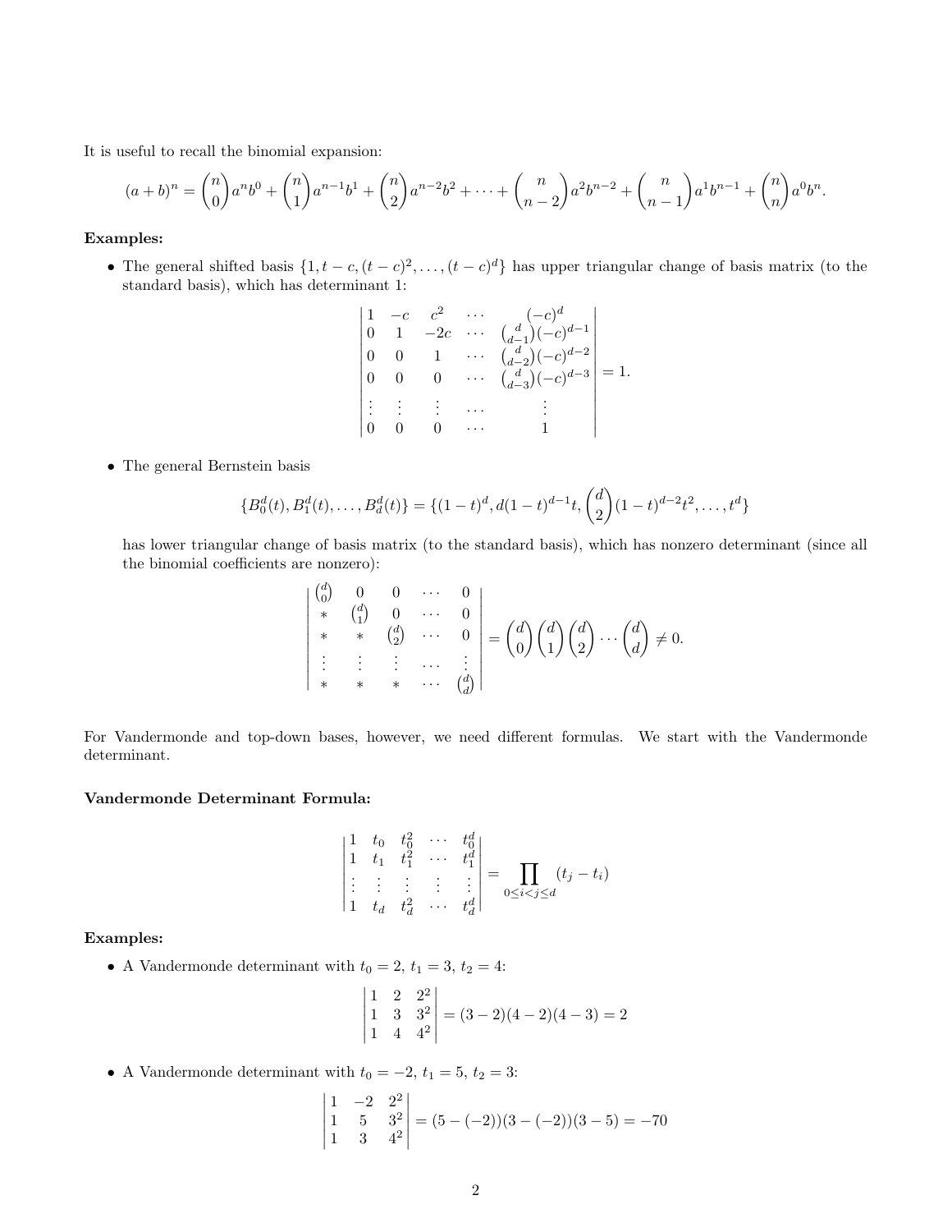It is useful to recall the binomial expansion:

$$(a+b)^n = \binom{n}{0}a^n b^0 + \binom{n}{1}a^{n-1}b^1 + \binom{n}{2}a^{n-2}b^2 + \cdots + \binom{n}{n-2}a^2 b^{n-2} + \binom{n}{n-1}a^1 b^{n-1} + \binom{n}{n}a^0 b^n.$$

**Examples:**

- The general shifted basis $\{1, t-c, (t-c)^2, \ldots, (t-c)^d\}$ has upper triangular change of basis matrix (to the standard basis), which has determinant 1:

$$\begin{vmatrix} 1 & -c & c^2 & \cdots & (-c)^d \\ 0 & 1 & -2c & \cdots & \binom{d}{d-1}(-c)^{d-1} \\ 0 & 0 & 1 & \cdots & \binom{d}{d-2}(-c)^{d-2} \\ 0 & 0 & 0 & \cdots & \binom{d}{d-3}(-c)^{d-3} \\ \vdots & \vdots & \vdots & \cdots & \vdots \\ 0 & 0 & 0 & \cdots & 1 \end{vmatrix} = 1.$$

- The general Bernstein basis

$$\{B_0^d(t), B_1^d(t), \ldots, B_d^d(t)\} = \{(1-t)^d, d(1-t)^{d-1}t, \binom{d}{2}(1-t)^{d-2}t^2, \ldots, t^d\}$$

has lower triangular change of basis matrix (to the standard basis), which has nonzero determinant (since all the binomial coefficients are nonzero):

$$\begin{vmatrix} \binom{d}{0} & 0 & 0 & \cdots & 0 \\ * & \binom{d}{1} & 0 & \cdots & 0 \\ * & * & \binom{d}{2} & \cdots & 0 \\ \vdots & \vdots & \vdots & \cdots & \vdots \\ * & * & * & \cdots & \binom{d}{d} \end{vmatrix} = \binom{d}{0}\binom{d}{1}\binom{d}{2}\cdots\binom{d}{d} \neq 0.$$

For Vandermonde and top-down bases, however, we need different formulas. We start with the Vandermonde determinant.

**Vandermonde Determinant Formula:**

$$\begin{vmatrix} 1 & t_0 & t_0^2 & \cdots & t_0^d \\ 1 & t_1 & t_1^2 & \cdots & t_1^d \\ \vdots & \vdots & \vdots & \vdots & \vdots \\ 1 & t_d & t_d^2 & \cdots & t_d^d \end{vmatrix} = \prod_{0 \le i < j \le d} (t_j - t_i)$$

**Examples:**

- A Vandermonde determinant with $t_0 = 2$, $t_1 = 3$, $t_2 = 4$:

$$\begin{vmatrix} 1 & 2 & 2^2 \\ 1 & 3 & 3^2 \\ 1 & 4 & 4^2 \end{vmatrix} = (3-2)(4-2)(4-3) = 2$$

- A Vandermonde determinant with $t_0 = -2$, $t_1 = 5$, $t_2 = 3$:

$$\begin{vmatrix} 1 & -2 & 2^2 \\ 1 & 5 & 3^2 \\ 1 & 3 & 4^2 \end{vmatrix} = (5-(-2))(3-(-2))(3-5) = -70$$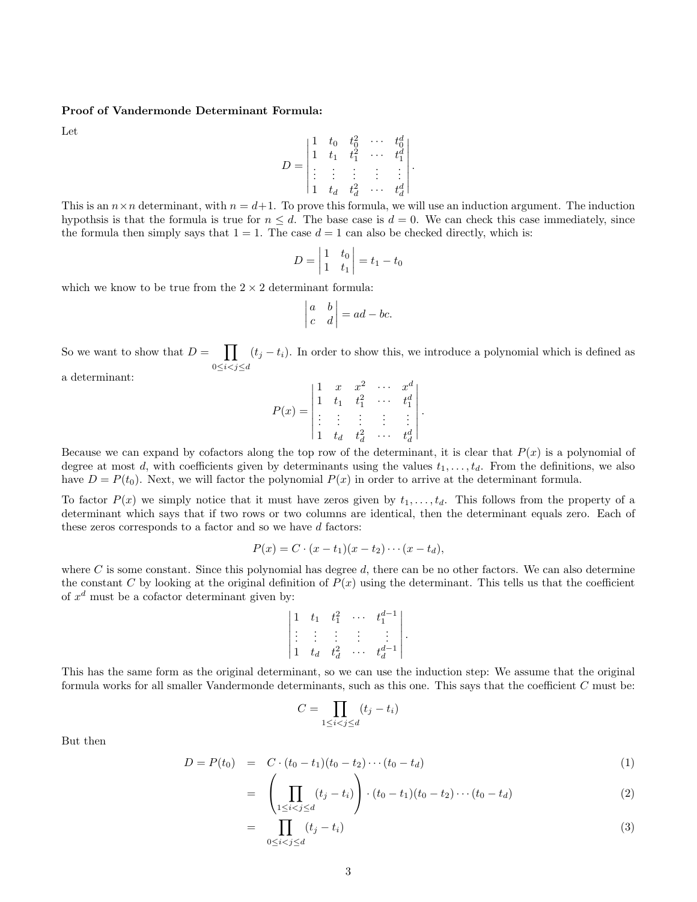**Proof of Vandermonde Determinant Formula:**

Let

$$D = \begin{vmatrix} 1 & t_0 & t_0^2 & \cdots & t_0^d \\ 1 & t_1 & t_1^2 & \cdots & t_1^d \\ \vdots & \vdots & \vdots & \vdots & \vdots \\ 1 & t_d & t_d^2 & \cdots & t_d^d \end{vmatrix}.$$

This is an $n \times n$ determinant, with $n = d+1$. To prove this formula, we will use an induction argument. The induction hypothsis is that the formula is true for $n \leq d$. The base case is $d = 0$. We can check this case immediately, since the formula then simply says that $1 = 1$. The case $d = 1$ can also be checked directly, which is:

$$D = \begin{vmatrix} 1 & t_0 \\ 1 & t_1 \end{vmatrix} = t_1 - t_0$$

which we know to be true from the $2 \times 2$ determinant formula:

$$\begin{vmatrix} a & b \\ c & d \end{vmatrix} = ad - bc.$$

So we want to show that $D = \prod_{0 \leq i < j \leq d} (t_j - t_i)$. In order to show this, we introduce a polynomial which is defined as a determinant:

$$P(x) = \begin{vmatrix} 1 & x & x^2 & \cdots & x^d \\ 1 & t_1 & t_1^2 & \cdots & t_1^d \\ \vdots & \vdots & \vdots & \vdots & \vdots \\ 1 & t_d & t_d^2 & \cdots & t_d^d \end{vmatrix}.$$

Because we can expand by cofactors along the top row of the determinant, it is clear that $P(x)$ is a polynomial of degree at most $d$, with coefficients given by determinants using the values $t_1, \ldots, t_d$. From the definitions, we also have $D = P(t_0)$. Next, we will factor the polynomial $P(x)$ in order to arrive at the determinant formula.

To factor $P(x)$ we simply notice that it must have zeros given by $t_1, \ldots, t_d$. This follows from the property of a determinant which says that if two rows or two columns are identical, then the determinant equals zero. Each of these zeros corresponds to a factor and so we have $d$ factors:

$$P(x) = C \cdot (x - t_1)(x - t_2) \cdots (x - t_d),$$

where $C$ is some constant. Since this polynomial has degree $d$, there can be no other factors. We can also determine the constant $C$ by looking at the original definition of $P(x)$ using the determinant. This tells us that the coefficient of $x^d$ must be a cofactor determinant given by:

$$\begin{vmatrix} 1 & t_1 & t_1^2 & \cdots & t_1^{d-1} \\ \vdots & \vdots & \vdots & \vdots & \vdots \\ 1 & t_d & t_d^2 & \cdots & t_d^{d-1} \end{vmatrix}.$$

This has the same form as the original determinant, so we can use the induction step: We assume that the original formula works for all smaller Vandermonde determinants, such as this one. This says that the coefficient $C$ must be:

$$C = \prod_{1 \leq i < j \leq d} (t_j - t_i)$$

But then

$$\begin{aligned} D = P(t_0) &= C \cdot (t_0 - t_1)(t_0 - t_2) \cdots (t_0 - t_d) && (1) \\ &= \left( \prod_{1 \leq i < j \leq d} (t_j - t_i) \right) \cdot (t_0 - t_1)(t_0 - t_2) \cdots (t_0 - t_d) && (2) \\ &= \prod_{0 \leq i < j \leq d} (t_j - t_i) && (3) \end{aligned}$$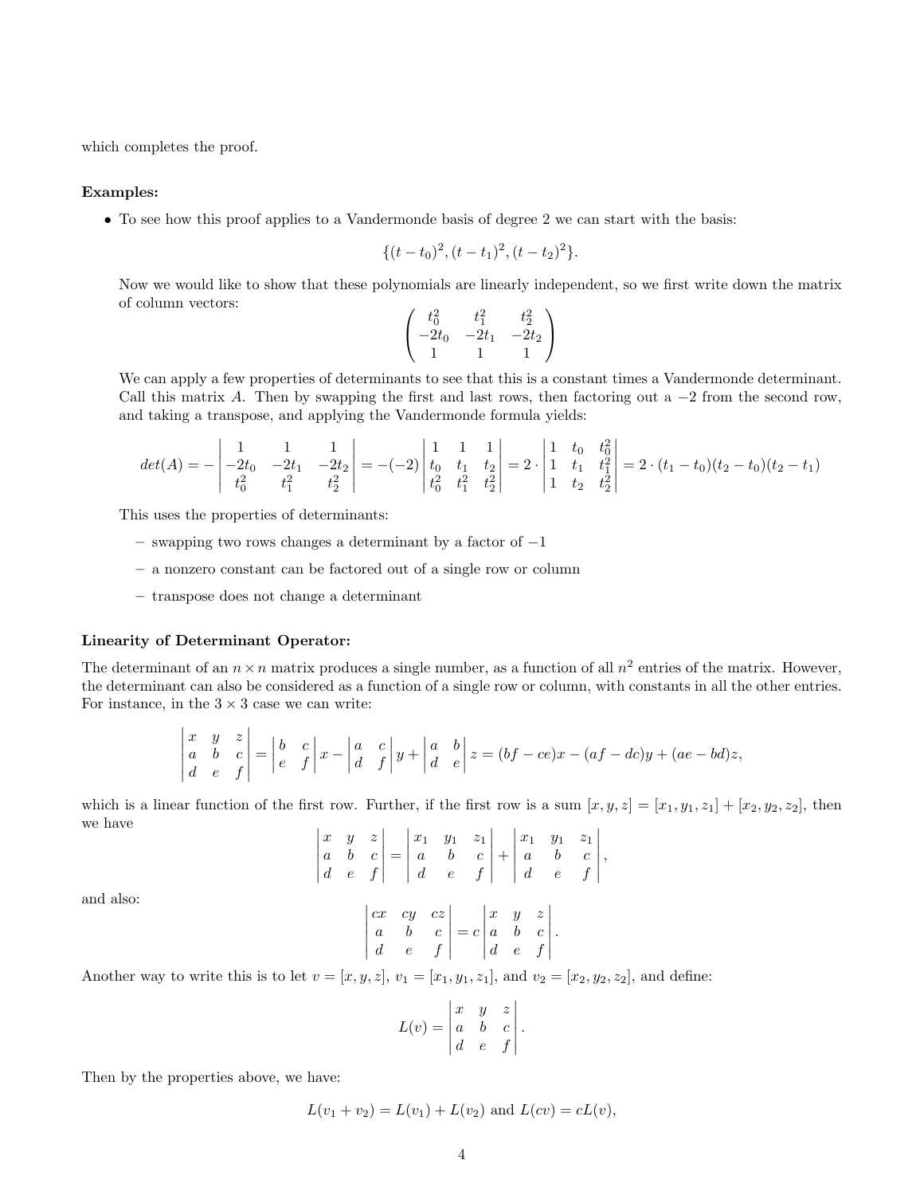which completes the proof.

**Examples:**

- To see how this proof applies to a Vandermonde basis of degree 2 we can start with the basis:

$$\{(t-t_0)^2, (t-t_1)^2, (t-t_2)^2\}.$$

Now we would like to show that these polynomials are linearly independent, so we first write down the matrix of column vectors:

$$\begin{pmatrix} t_0^2 & t_1^2 & t_2^2 \\ -2t_0 & -2t_1 & -2t_2 \\ 1 & 1 & 1 \end{pmatrix}$$

We can apply a few properties of determinants to see that this is a constant times a Vandermonde determinant. Call this matrix $A$. Then by swapping the first and last rows, then factoring out a $-2$ from the second row, and taking a transpose, and applying the Vandermonde formula yields:

$$det(A) = -\begin{vmatrix} 1 & 1 & 1 \\ -2t_0 & -2t_1 & -2t_2 \\ t_0^2 & t_1^2 & t_2^2 \end{vmatrix} = -(-2)\begin{vmatrix} 1 & 1 & 1 \\ t_0 & t_1 & t_2 \\ t_0^2 & t_1^2 & t_2^2 \end{vmatrix} = 2 \cdot \begin{vmatrix} 1 & t_0 & t_0^2 \\ 1 & t_1 & t_1^2 \\ 1 & t_2 & t_2^2 \end{vmatrix} = 2 \cdot (t_1 - t_0)(t_2 - t_0)(t_2 - t_1)$$

This uses the properties of determinants:

  - swapping two rows changes a determinant by a factor of $-1$
  - a nonzero constant can be factored out of a single row or column
  - transpose does not change a determinant

**Linearity of Determinant Operator:**

The determinant of an $n \times n$ matrix produces a single number, as a function of all $n^2$ entries of the matrix. However, the determinant can also be considered as a function of a single row or column, with constants in all the other entries. For instance, in the $3 \times 3$ case we can write:

$$\begin{vmatrix} x & y & z \\ a & b & c \\ d & e & f \end{vmatrix} = \begin{vmatrix} b & c \\ e & f \end{vmatrix} x - \begin{vmatrix} a & c \\ d & f \end{vmatrix} y + \begin{vmatrix} a & b \\ d & e \end{vmatrix} z = (bf - ce)x - (af - dc)y + (ae - bd)z,$$

which is a linear function of the first row. Further, if the first row is a sum $[x, y, z] = [x_1, y_1, z_1] + [x_2, y_2, z_2]$, then we have

$$\begin{vmatrix} x & y & z \\ a & b & c \\ d & e & f \end{vmatrix} = \begin{vmatrix} x_1 & y_1 & z_1 \\ a & b & c \\ d & e & f \end{vmatrix} + \begin{vmatrix} x_1 & y_1 & z_1 \\ a & b & c \\ d & e & f \end{vmatrix},$$

and also:

$$\begin{vmatrix} cx & cy & cz \\ a & b & c \\ d & e & f \end{vmatrix} = c\begin{vmatrix} x & y & z \\ a & b & c \\ d & e & f \end{vmatrix}.$$

Another way to write this is to let $v = [x, y, z]$, $v_1 = [x_1, y_1, z_1]$, and $v_2 = [x_2, y_2, z_2]$, and define:

$$L(v) = \begin{vmatrix} x & y & z \\ a & b & c \\ d & e & f \end{vmatrix}.$$

Then by the properties above, we have:

$$L(v_1 + v_2) = L(v_1) + L(v_2) \text{ and } L(cv) = cL(v),$$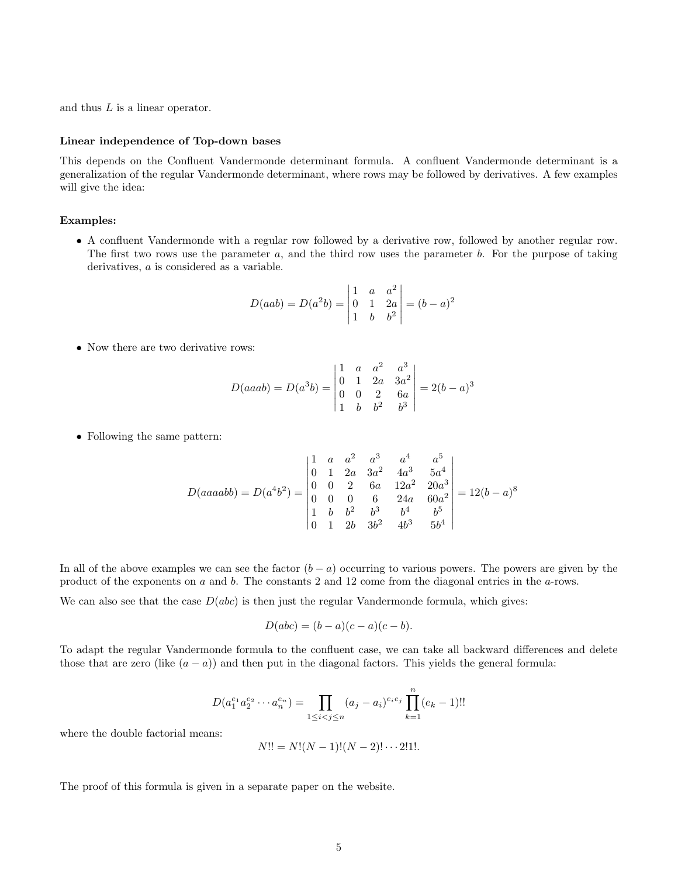and thus $L$ is a linear operator.

**Linear independence of Top-down bases**

This depends on the Confluent Vandermonde determinant formula. A confluent Vandermonde determinant is a generalization of the regular Vandermonde determinant, where rows may be followed by derivatives. A few examples will give the idea:

**Examples:**

- A confluent Vandermonde with a regular row followed by a derivative row, followed by another regular row. The first two rows use the parameter $a$, and the third row uses the parameter $b$. For the purpose of taking derivatives, $a$ is considered as a variable.

$$D(aab) = D(a^2b) = \begin{vmatrix} 1 & a & a^2 \\ 0 & 1 & 2a \\ 1 & b & b^2 \end{vmatrix} = (b-a)^2$$

- Now there are two derivative rows:

$$D(aaab) = D(a^3b) = \begin{vmatrix} 1 & a & a^2 & a^3 \\ 0 & 1 & 2a & 3a^2 \\ 0 & 0 & 2 & 6a \\ 1 & b & b^2 & b^3 \end{vmatrix} = 2(b-a)^3$$

- Following the same pattern:

$$D(aaaabb) = D(a^4b^2) = \begin{vmatrix} 1 & a & a^2 & a^3 & a^4 & a^5 \\ 0 & 1 & 2a & 3a^2 & 4a^3 & 5a^4 \\ 0 & 0 & 2 & 6a & 12a^2 & 20a^3 \\ 0 & 0 & 0 & 6 & 24a & 60a^2 \\ 1 & b & b^2 & b^3 & b^4 & b^5 \\ 0 & 1 & 2b & 3b^2 & 4b^3 & 5b^4 \end{vmatrix} = 12(b-a)^8$$

In all of the above examples we can see the factor $(b-a)$ occurring to various powers. The powers are given by the product of the exponents on $a$ and $b$. The constants 2 and 12 come from the diagonal entries in the $a$-rows.

We can also see that the case $D(abc)$ is then just the regular Vandermonde formula, which gives:

$$D(abc) = (b-a)(c-a)(c-b).$$

To adapt the regular Vandermonde formula to the confluent case, we can take all backward differences and delete those that are zero (like $(a-a)$) and then put in the diagonal factors. This yields the general formula:

$$D(a_1^{e_1}a_2^{e_2}\cdots a_n^{e_n}) = \prod_{1\le i<j\le n}(a_j-a_i)^{e_ie_j}\prod_{k=1}^{n}(e_k-1)!!$$

where the double factorial means:

$$N!! = N!(N-1)!(N-2)!\cdots 2!1!.$$

The proof of this formula is given in a separate paper on the website.